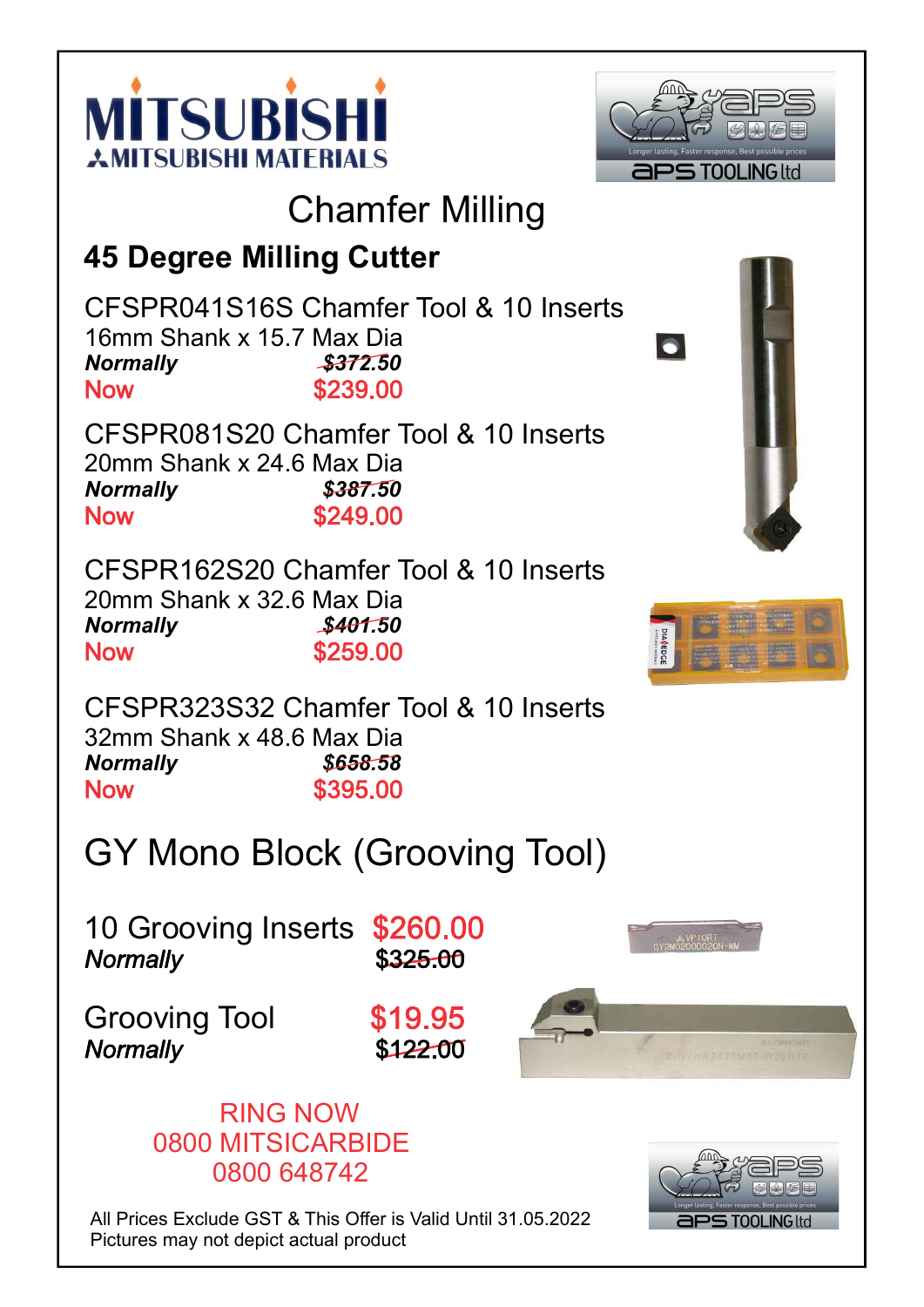MITSUBISHI

MITSUBISHI MATERIALS

aPS TOOLING ltd

Longer lasting, Faster response, Best possible prices

# Chamfer Milling

## 45 Degree Milling Cutter

CFSPR041S16S Chamfer Tool & 10 Inserts
16mm Shank x 15.7 Max Dia
***Normally*** ~~*$372.50*~~
Now $239.00

CFSPR081S20 Chamfer Tool & 10 Inserts
20mm Shank x 24.6 Max Dia
***Normally*** ~~*$387.50*~~
Now $249.00

CFSPR162S20 Chamfer Tool & 10 Inserts
20mm Shank x 32.6 Max Dia
***Normally*** ~~*$401.50*~~
Now $259.00

CFSPR323S32 Chamfer Tool & 10 Inserts
32mm Shank x 48.6 Max Dia
***Normally*** ~~*$658.58*~~
Now $395.00

# GY Mono Block (Grooving Tool)

10 Grooving Inserts $260.00
*Normally* ~~$325.00~~

Grooving Tool $19.95
*Normally* ~~$122.00~~

RING NOW
0800 MITSICARBIDE
0800 648742

All Prices Exclude GST & This Offer is Valid Until 31.05.2022
Pictures may not depict actual product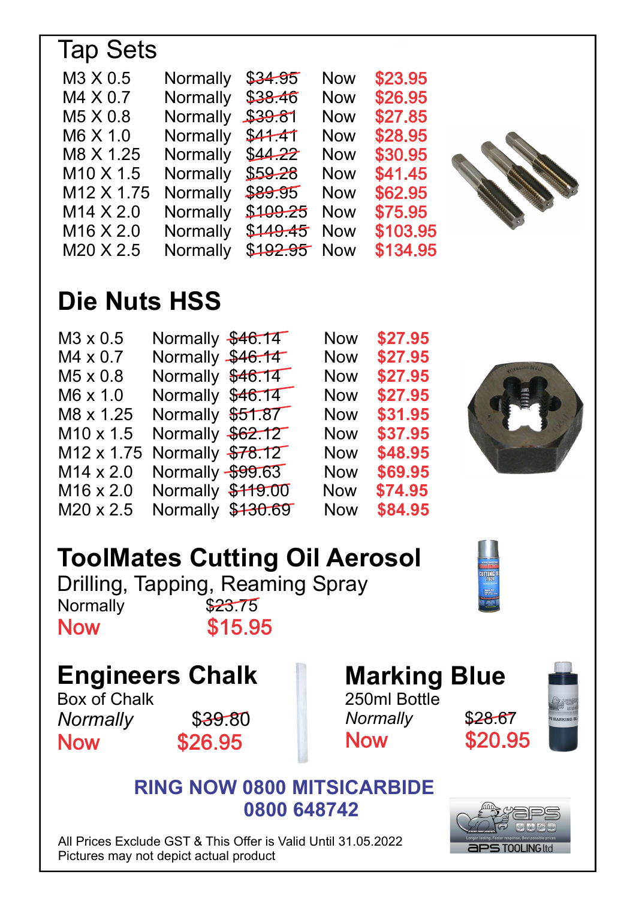# Tap Sets

| | | | | |
|---|---|---|---|---|
| M3 X 0.5 | Normally | ~~$34.95~~ | Now | $23.95 |
| M4 X 0.7 | Normally | ~~$38.46~~ | Now | $26.95 |
| M5 X 0.8 | Normally | ~~$39.81~~ | Now | $27.85 |
| M6 X 1.0 | Normally | ~~$41.41~~ | Now | $28.95 |
| M8 X 1.25 | Normally | ~~$44.22~~ | Now | $30.95 |
| M10 X 1.5 | Normally | ~~$59.28~~ | Now | $41.45 |
| M12 X 1.75 | Normally | ~~$89.95~~ | Now | $62.95 |
| M14 X 2.0 | Normally | ~~$109.25~~ | Now | $75.95 |
| M16 X 2.0 | Normally | ~~$149.45~~ | Now | $103.95 |
| M20 X 2.5 | Normally | ~~$192.95~~ | Now | $134.95 |

# Die Nuts HSS

| | | | | |
|---|---|---|---|---|
| M3 x 0.5 | Normally | ~~$46.14~~ | Now | $27.95 |
| M4 x 0.7 | Normally | ~~$46.14~~ | Now | $27.95 |
| M5 x 0.8 | Normally | ~~$46.14~~ | Now | $27.95 |
| M6 x 1.0 | Normally | ~~$46.14~~ | Now | $27.95 |
| M8 x 1.25 | Normally | ~~$51.87~~ | Now | $31.95 |
| M10 x 1.5 | Normally | ~~$62.12~~ | Now | $37.95 |
| M12 x 1.75 | Normally | ~~$78.12~~ | Now | $48.95 |
| M14 x 2.0 | Normally | ~~$99.63~~ | Now | $69.95 |
| M16 x 2.0 | Normally | ~~$119.00~~ | Now | $74.95 |
| M20 x 2.5 | Normally | ~~$130.69~~ | Now | $84.95 |

# ToolMates Cutting Oil Aerosol

Drilling, Tapping, Reaming Spray

Normally ~~$23.75~~

Now $15.95

# Engineers Chalk

Box of Chalk

*Normally* ~~$39.80~~

Now $26.95

# Marking Blue

250ml Bottle

*Normally* ~~$28.67~~

Now $20.95

**RING NOW 0800 MITSICARBIDE**
**0800 648742**

All Prices Exclude GST & This Offer is Valid Until 31.05.2022
Pictures may not depict actual product

APS TOOLING ltd